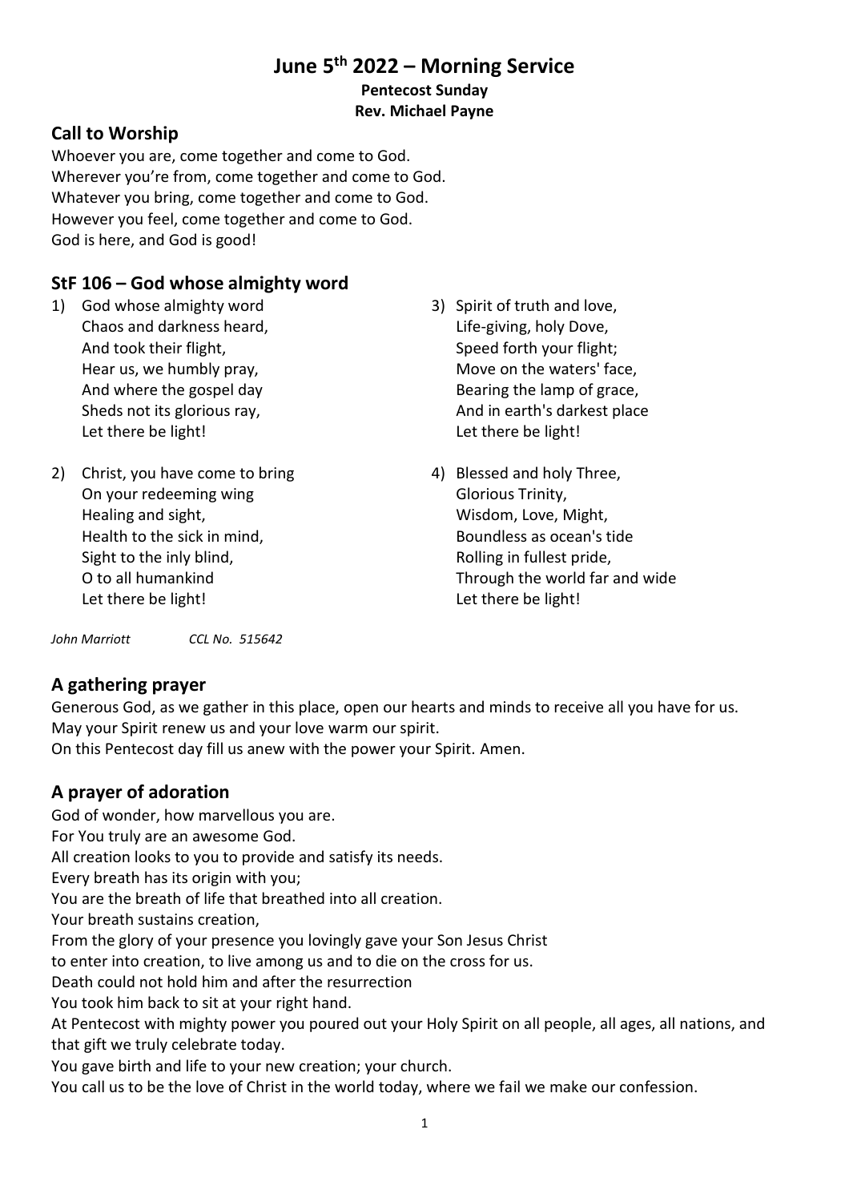# June 5th 2022 – Morning Service

**Pentecost Sunday**
**Rev. Michael Payne**

## Call to Worship

Whoever you are, come together and come to God.
Wherever you're from, come together and come to God.
Whatever you bring, come together and come to God.
However you feel, come together and come to God.
God is here, and God is good!

## StF 106 – God whose almighty word

1) God whose almighty word
Chaos and darkness heard,
And took their flight,
Hear us, we humbly pray,
And where the gospel day
Sheds not its glorious ray,
Let there be light!

2) Christ, you have come to bring
On your redeeming wing
Healing and sight,
Health to the sick in mind,
Sight to the inly blind,
O to all humankind
Let there be light!

3) Spirit of truth and love,
Life-giving, holy Dove,
Speed forth your flight;
Move on the waters' face,
Bearing the lamp of grace,
And in earth's darkest place
Let there be light!

4) Blessed and holy Three,
Glorious Trinity,
Wisdom, Love, Might,
Boundless as ocean's tide
Rolling in fullest pride,
Through the world far and wide
Let there be light!

*John Marriott* *CCL No. 515642*

## A gathering prayer

Generous God, as we gather in this place, open our hearts and minds to receive all you have for us.
May your Spirit renew us and your love warm our spirit.
On this Pentecost day fill us anew with the power your Spirit. Amen.

## A prayer of adoration

God of wonder, how marvellous you are.
For You truly are an awesome God.
All creation looks to you to provide and satisfy its needs.
Every breath has its origin with you;
You are the breath of life that breathed into all creation.
Your breath sustains creation,
From the glory of your presence you lovingly gave your Son Jesus Christ
to enter into creation, to live among us and to die on the cross for us.
Death could not hold him and after the resurrection
You took him back to sit at your right hand.
At Pentecost with mighty power you poured out your Holy Spirit on all people, all ages, all nations, and that gift we truly celebrate today.
You gave birth and life to your new creation; your church.
You call us to be the love of Christ in the world today, where we fail we make our confession.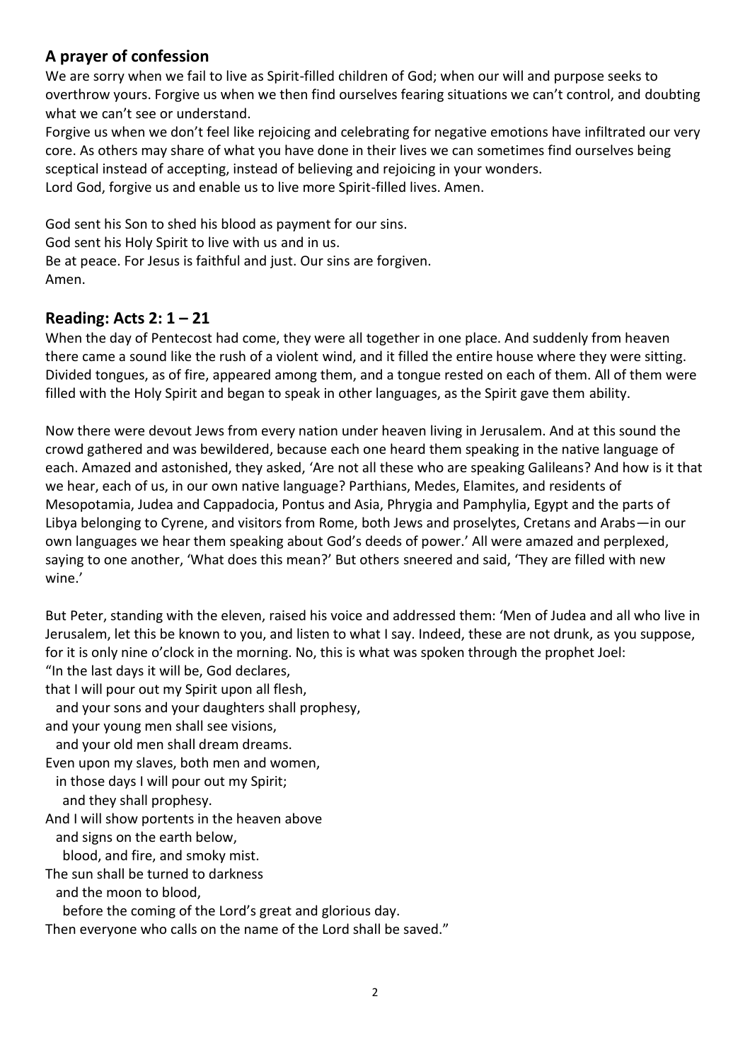## A prayer of confession

We are sorry when we fail to live as Spirit-filled children of God; when our will and purpose seeks to overthrow yours. Forgive us when we then find ourselves fearing situations we can't control, and doubting what we can't see or understand.

Forgive us when we don't feel like rejoicing and celebrating for negative emotions have infiltrated our very core. As others may share of what you have done in their lives we can sometimes find ourselves being sceptical instead of accepting, instead of believing and rejoicing in your wonders.

Lord God, forgive us and enable us to live more Spirit-filled lives. Amen.

God sent his Son to shed his blood as payment for our sins.
God sent his Holy Spirit to live with us and in us.
Be at peace. For Jesus is faithful and just. Our sins are forgiven.
Amen.

## Reading: Acts 2: 1 – 21

When the day of Pentecost had come, they were all together in one place. And suddenly from heaven there came a sound like the rush of a violent wind, and it filled the entire house where they were sitting. Divided tongues, as of fire, appeared among them, and a tongue rested on each of them. All of them were filled with the Holy Spirit and began to speak in other languages, as the Spirit gave them ability.

Now there were devout Jews from every nation under heaven living in Jerusalem. And at this sound the crowd gathered and was bewildered, because each one heard them speaking in the native language of each. Amazed and astonished, they asked, 'Are not all these who are speaking Galileans? And how is it that we hear, each of us, in our own native language? Parthians, Medes, Elamites, and residents of Mesopotamia, Judea and Cappadocia, Pontus and Asia, Phrygia and Pamphylia, Egypt and the parts of Libya belonging to Cyrene, and visitors from Rome, both Jews and proselytes, Cretans and Arabs—in our own languages we hear them speaking about God's deeds of power.' All were amazed and perplexed, saying to one another, 'What does this mean?' But others sneered and said, 'They are filled with new wine.'

But Peter, standing with the eleven, raised his voice and addressed them: 'Men of Judea and all who live in Jerusalem, let this be known to you, and listen to what I say. Indeed, these are not drunk, as you suppose, for it is only nine o'clock in the morning. No, this is what was spoken through the prophet Joel:

"In the last days it will be, God declares,
that I will pour out my Spirit upon all flesh,
  and your sons and your daughters shall prophesy,
and your young men shall see visions,
  and your old men shall dream dreams.
Even upon my slaves, both men and women,
  in those days I will pour out my Spirit;
    and they shall prophesy.
And I will show portents in the heaven above
  and signs on the earth below,
    blood, and fire, and smoky mist.
The sun shall be turned to darkness
  and the moon to blood,
    before the coming of the Lord's great and glorious day.
Then everyone who calls on the name of the Lord shall be saved."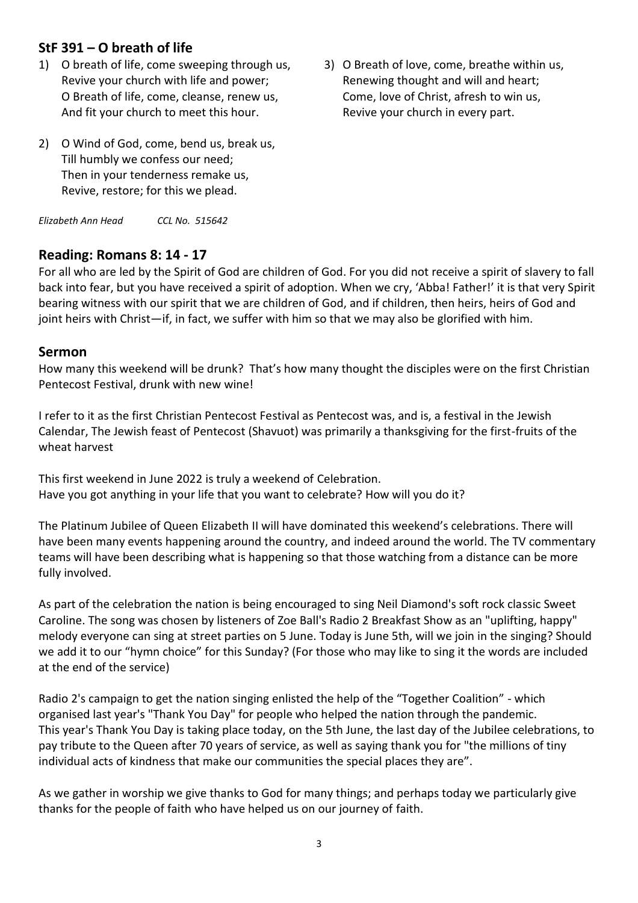## StF 391 – O breath of life

1) O breath of life, come sweeping through us,
   Revive your church with life and power;
   O Breath of life, come, cleanse, renew us,
   And fit your church to meet this hour.

2) O Wind of God, come, bend us, break us,
   Till humbly we confess our need;
   Then in your tenderness remake us,
   Revive, restore; for this we plead.

3) O Breath of love, come, breathe within us,
   Renewing thought and will and heart;
   Come, love of Christ, afresh to win us,
   Revive your church in every part.

*Elizabeth Ann Head* *CCL No. 515642*

## Reading: Romans 8: 14 - 17

For all who are led by the Spirit of God are children of God. For you did not receive a spirit of slavery to fall back into fear, but you have received a spirit of adoption. When we cry, 'Abba! Father!' it is that very Spirit bearing witness with our spirit that we are children of God, and if children, then heirs, heirs of God and joint heirs with Christ—if, in fact, we suffer with him so that we may also be glorified with him.

## Sermon

How many this weekend will be drunk? That's how many thought the disciples were on the first Christian Pentecost Festival, drunk with new wine!

I refer to it as the first Christian Pentecost Festival as Pentecost was, and is, a festival in the Jewish Calendar, The Jewish feast of Pentecost (Shavuot) was primarily a thanksgiving for the first-fruits of the wheat harvest

This first weekend in June 2022 is truly a weekend of Celebration.
Have you got anything in your life that you want to celebrate? How will you do it?

The Platinum Jubilee of Queen Elizabeth II will have dominated this weekend's celebrations. There will have been many events happening around the country, and indeed around the world. The TV commentary teams will have been describing what is happening so that those watching from a distance can be more fully involved.

As part of the celebration the nation is being encouraged to sing Neil Diamond's soft rock classic Sweet Caroline. The song was chosen by listeners of Zoe Ball's Radio 2 Breakfast Show as an "uplifting, happy" melody everyone can sing at street parties on 5 June. Today is June 5th, will we join in the singing? Should we add it to our "hymn choice" for this Sunday? (For those who may like to sing it the words are included at the end of the service)

Radio 2's campaign to get the nation singing enlisted the help of the "Together Coalition" - which organised last year's "Thank You Day" for people who helped the nation through the pandemic.
This year's Thank You Day is taking place today, on the 5th June, the last day of the Jubilee celebrations, to pay tribute to the Queen after 70 years of service, as well as saying thank you for "the millions of tiny individual acts of kindness that make our communities the special places they are".

As we gather in worship we give thanks to God for many things; and perhaps today we particularly give thanks for the people of faith who have helped us on our journey of faith.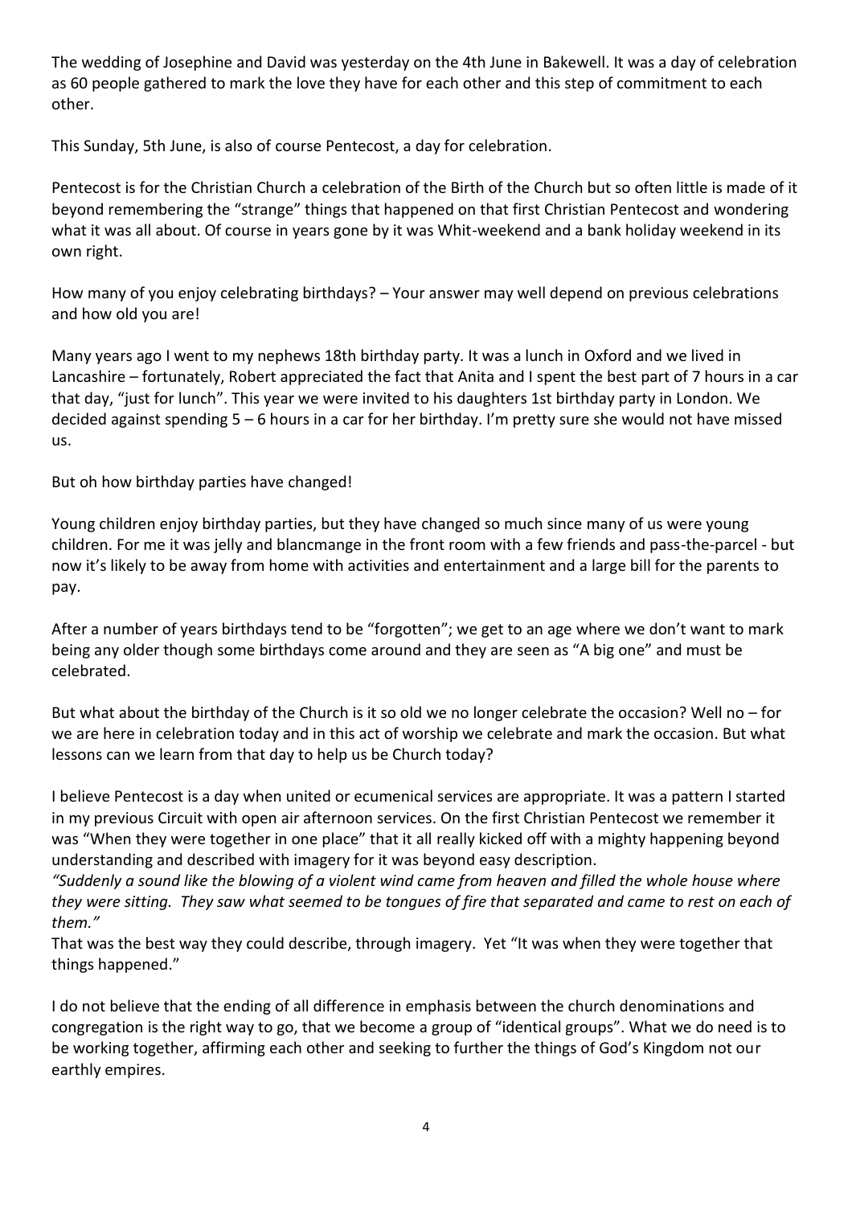The wedding of Josephine and David was yesterday on the 4th June in Bakewell. It was a day of celebration as 60 people gathered to mark the love they have for each other and this step of commitment to each other.

This Sunday, 5th June, is also of course Pentecost, a day for celebration.

Pentecost is for the Christian Church a celebration of the Birth of the Church but so often little is made of it beyond remembering the "strange" things that happened on that first Christian Pentecost and wondering what it was all about. Of course in years gone by it was Whit-weekend and a bank holiday weekend in its own right.

How many of you enjoy celebrating birthdays? – Your answer may well depend on previous celebrations and how old you are!

Many years ago I went to my nephews 18th birthday party. It was a lunch in Oxford and we lived in Lancashire – fortunately, Robert appreciated the fact that Anita and I spent the best part of 7 hours in a car that day, "just for lunch". This year we were invited to his daughters 1st birthday party in London. We decided against spending 5 – 6 hours in a car for her birthday. I'm pretty sure she would not have missed us.

But oh how birthday parties have changed!

Young children enjoy birthday parties, but they have changed so much since many of us were young children. For me it was jelly and blancmange in the front room with a few friends and pass-the-parcel - but now it's likely to be away from home with activities and entertainment and a large bill for the parents to pay.

After a number of years birthdays tend to be "forgotten"; we get to an age where we don't want to mark being any older though some birthdays come around and they are seen as "A big one" and must be celebrated.

But what about the birthday of the Church is it so old we no longer celebrate the occasion? Well no – for we are here in celebration today and in this act of worship we celebrate and mark the occasion. But what lessons can we learn from that day to help us be Church today?

I believe Pentecost is a day when united or ecumenical services are appropriate. It was a pattern I started in my previous Circuit with open air afternoon services. On the first Christian Pentecost we remember it was "When they were together in one place" that it all really kicked off with a mighty happening beyond understanding and described with imagery for it was beyond easy description.
*"Suddenly a sound like the blowing of a violent wind came from heaven and filled the whole house where they were sitting. They saw what seemed to be tongues of fire that separated and came to rest on each of them."*
That was the best way they could describe, through imagery. Yet "It was when they were together that things happened."

I do not believe that the ending of all difference in emphasis between the church denominations and congregation is the right way to go, that we become a group of "identical groups". What we do need is to be working together, affirming each other and seeking to further the things of God's Kingdom not our earthly empires.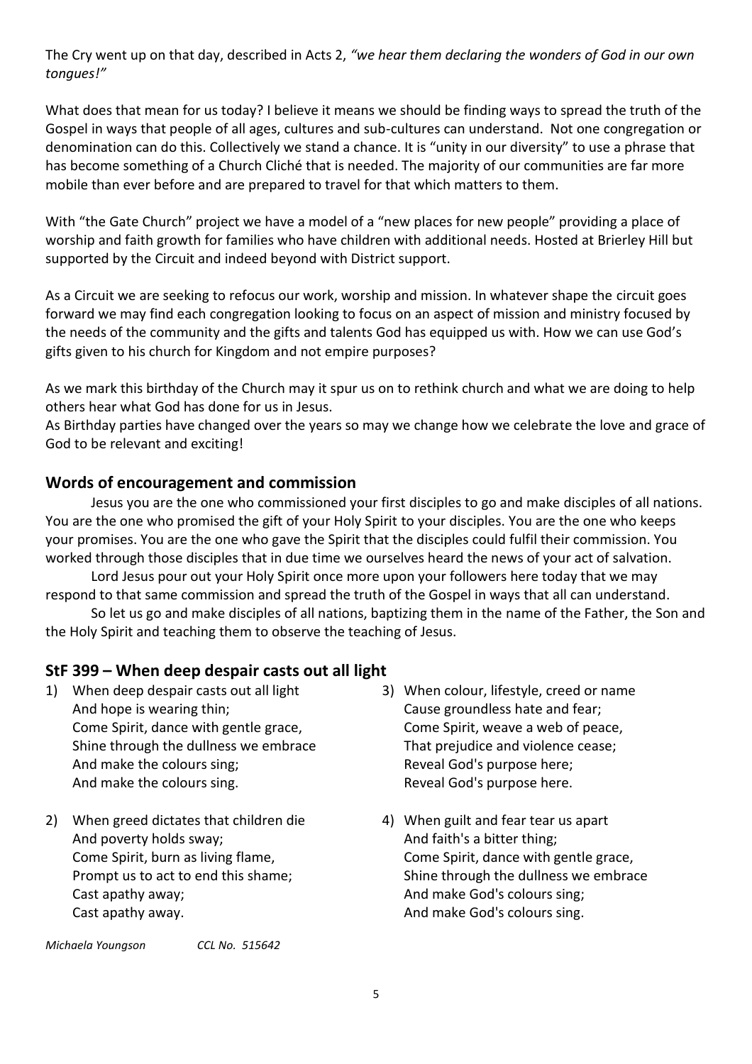The Cry went up on that day, described in Acts 2, *"we hear them declaring the wonders of God in our own tongues!"*

What does that mean for us today? I believe it means we should be finding ways to spread the truth of the Gospel in ways that people of all ages, cultures and sub-cultures can understand. Not one congregation or denomination can do this. Collectively we stand a chance. It is "unity in our diversity" to use a phrase that has become something of a Church Cliché that is needed. The majority of our communities are far more mobile than ever before and are prepared to travel for that which matters to them.

With "the Gate Church" project we have a model of a "new places for new people" providing a place of worship and faith growth for families who have children with additional needs. Hosted at Brierley Hill but supported by the Circuit and indeed beyond with District support.

As a Circuit we are seeking to refocus our work, worship and mission. In whatever shape the circuit goes forward we may find each congregation looking to focus on an aspect of mission and ministry focused by the needs of the community and the gifts and talents God has equipped us with. How we can use God's gifts given to his church for Kingdom and not empire purposes?

As we mark this birthday of the Church may it spur us on to rethink church and what we are doing to help others hear what God has done for us in Jesus.
As Birthday parties have changed over the years so may we change how we celebrate the love and grace of God to be relevant and exciting!

## Words of encouragement and commission

Jesus you are the one who commissioned your first disciples to go and make disciples of all nations. You are the one who promised the gift of your Holy Spirit to your disciples. You are the one who keeps your promises. You are the one who gave the Spirit that the disciples could fulfil their commission. You worked through those disciples that in due time we ourselves heard the news of your act of salvation.

Lord Jesus pour out your Holy Spirit once more upon your followers here today that we may respond to that same commission and spread the truth of the Gospel in ways that all can understand.

So let us go and make disciples of all nations, baptizing them in the name of the Father, the Son and the Holy Spirit and teaching them to observe the teaching of Jesus.

## StF 399 – When deep despair casts out all light

1) When deep despair casts out all light
And hope is wearing thin;
Come Spirit, dance with gentle grace,
Shine through the dullness we embrace
And make the colours sing;
And make the colours sing.

2) When greed dictates that children die
And poverty holds sway;
Come Spirit, burn as living flame,
Prompt us to act to end this shame;
Cast apathy away;
Cast apathy away.

3) When colour, lifestyle, creed or name
Cause groundless hate and fear;
Come Spirit, weave a web of peace,
That prejudice and violence cease;
Reveal God's purpose here;
Reveal God's purpose here.

4) When guilt and fear tear us apart
And faith's a bitter thing;
Come Spirit, dance with gentle grace,
Shine through the dullness we embrace
And make God's colours sing;
And make God's colours sing.

*Michaela Youngson* *CCL No. 515642*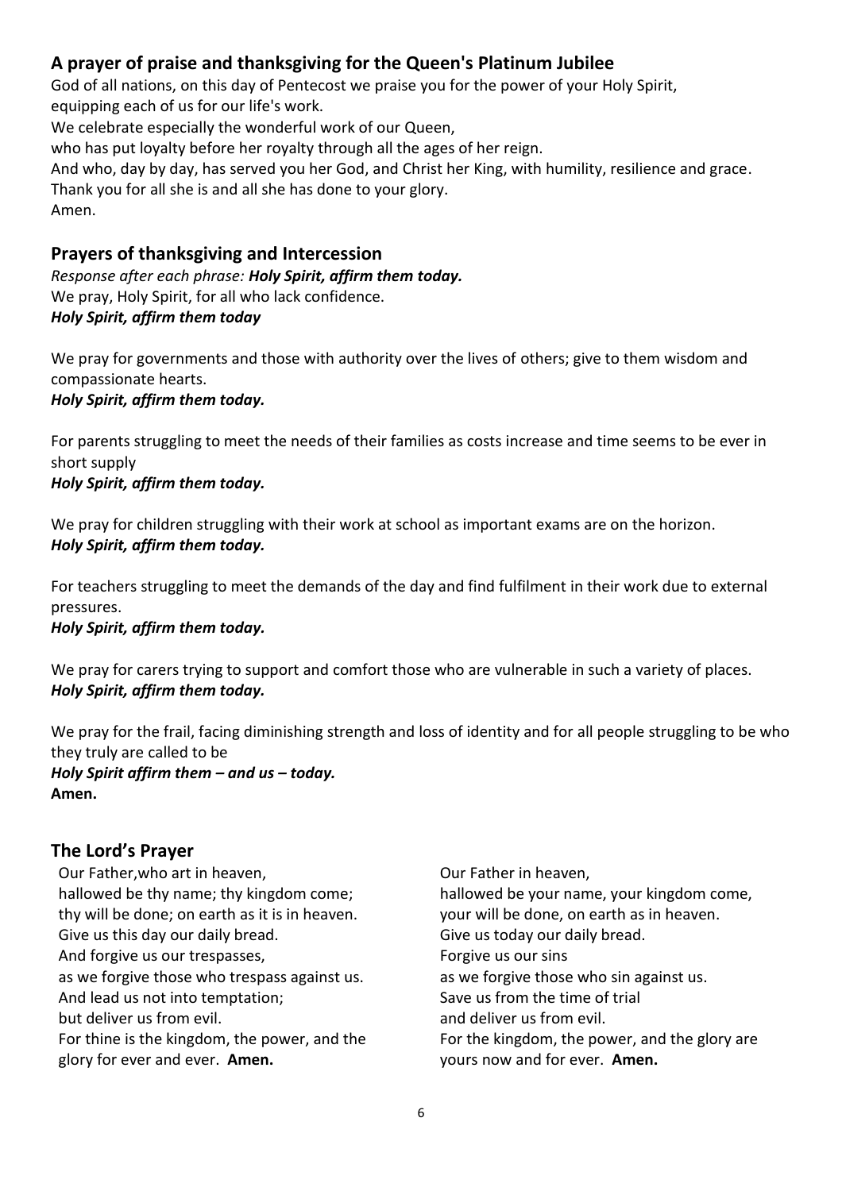## A prayer of praise and thanksgiving for the Queen's Platinum Jubilee

God of all nations, on this day of Pentecost we praise you for the power of your Holy Spirit,
equipping each of us for our life's work.
We celebrate especially the wonderful work of our Queen,
who has put loyalty before her royalty through all the ages of her reign.
And who, day by day, has served you her God, and Christ her King, with humility, resilience and grace.
Thank you for all she is and all she has done to your glory.
Amen.

## Prayers of thanksgiving and Intercession

*Response after each phrase:* ***Holy Spirit, affirm them today.***
We pray, Holy Spirit, for all who lack confidence.
***Holy Spirit, affirm them today***

We pray for governments and those with authority over the lives of others; give to them wisdom and compassionate hearts.
***Holy Spirit, affirm them today.***

For parents struggling to meet the needs of their families as costs increase and time seems to be ever in short supply
***Holy Spirit, affirm them today.***

We pray for children struggling with their work at school as important exams are on the horizon.
***Holy Spirit, affirm them today.***

For teachers struggling to meet the demands of the day and find fulfilment in their work due to external pressures.
***Holy Spirit, affirm them today.***

We pray for carers trying to support and comfort those who are vulnerable in such a variety of places.
***Holy Spirit, affirm them today.***

We pray for the frail, facing diminishing strength and loss of identity and for all people struggling to be who they truly are called to be
***Holy Spirit affirm them – and us – today.***
**Amen.**

## The Lord's Prayer

Our Father,who art in heaven,
hallowed be thy name; thy kingdom come;
thy will be done; on earth as it is in heaven.
Give us this day our daily bread.
And forgive us our trespasses,
as we forgive those who trespass against us.
And lead us not into temptation;
but deliver us from evil.
For thine is the kingdom, the power, and the glory for ever and ever. **Amen.**

Our Father in heaven,
hallowed be your name, your kingdom come,
your will be done, on earth as in heaven.
Give us today our daily bread.
Forgive us our sins
as we forgive those who sin against us.
Save us from the time of trial
and deliver us from evil.
For the kingdom, the power, and the glory are yours now and for ever. **Amen.**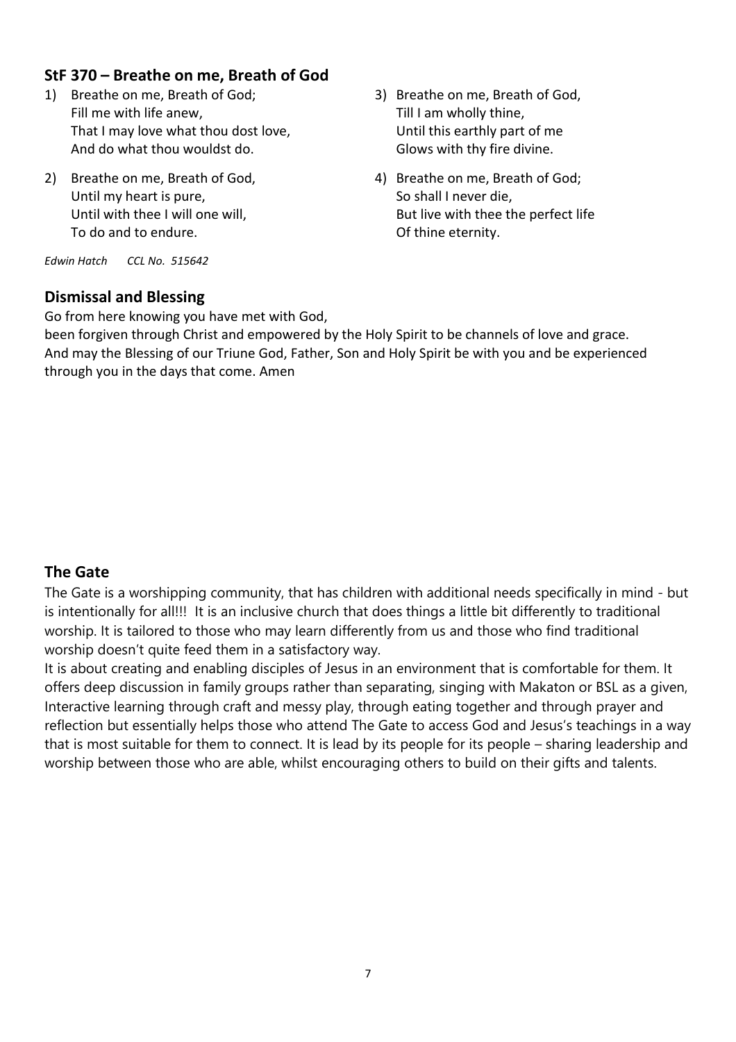## StF 370 – Breathe on me, Breath of God

1) Breathe on me, Breath of God;
   Fill me with life anew,
   That I may love what thou dost love,
   And do what thou wouldst do.

2) Breathe on me, Breath of God,
   Until my heart is pure,
   Until with thee I will one will,
   To do and to endure.

3) Breathe on me, Breath of God,
   Till I am wholly thine,
   Until this earthly part of me
   Glows with thy fire divine.

4) Breathe on me, Breath of God;
   So shall I never die,
   But live with thee the perfect life
   Of thine eternity.

*Edwin Hatch    CCL No. 515642*

## Dismissal and Blessing

Go from here knowing you have met with God,
been forgiven through Christ and empowered by the Holy Spirit to be channels of love and grace.
And may the Blessing of our Triune God, Father, Son and Holy Spirit be with you and be experienced through you in the days that come. Amen

## The Gate

The Gate is a worshipping community, that has children with additional needs specifically in mind - but is intentionally for all!!! It is an inclusive church that does things a little bit differently to traditional worship. It is tailored to those who may learn differently from us and those who find traditional worship doesn't quite feed them in a satisfactory way.
It is about creating and enabling disciples of Jesus in an environment that is comfortable for them. It offers deep discussion in family groups rather than separating, singing with Makaton or BSL as a given, Interactive learning through craft and messy play, through eating together and through prayer and reflection but essentially helps those who attend The Gate to access God and Jesus's teachings in a way that is most suitable for them to connect. It is lead by its people for its people – sharing leadership and worship between those who are able, whilst encouraging others to build on their gifts and talents.